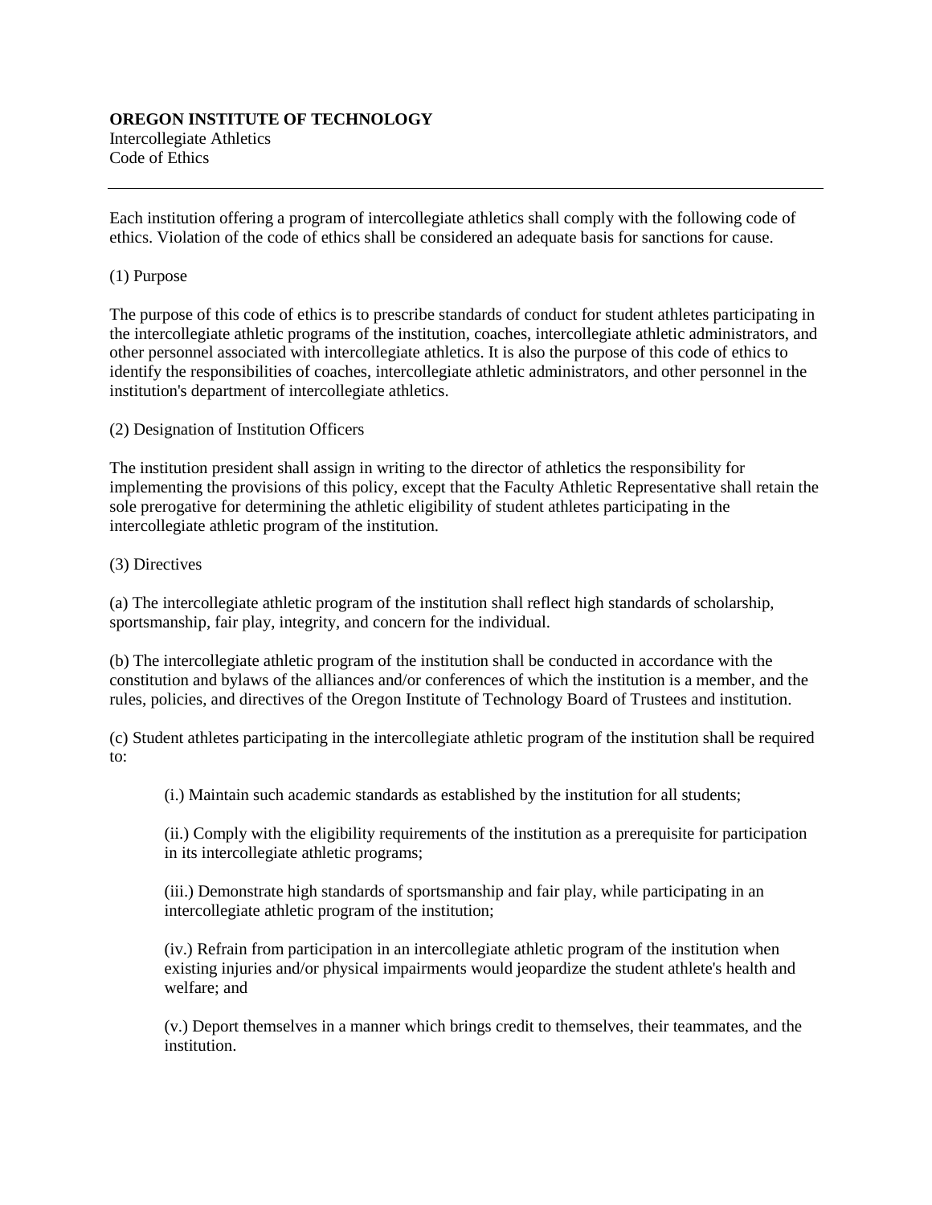**OREGON INSTITUTE OF TECHNOLOGY**
Intercollegiate Athletics
Code of Ethics

---

Each institution offering a program of intercollegiate athletics shall comply with the following code of ethics. Violation of the code of ethics shall be considered an adequate basis for sanctions for cause.

(1) Purpose

The purpose of this code of ethics is to prescribe standards of conduct for student athletes participating in the intercollegiate athletic programs of the institution, coaches, intercollegiate athletic administrators, and other personnel associated with intercollegiate athletics. It is also the purpose of this code of ethics to identify the responsibilities of coaches, intercollegiate athletic administrators, and other personnel in the institution's department of intercollegiate athletics.

(2) Designation of Institution Officers

The institution president shall assign in writing to the director of athletics the responsibility for implementing the provisions of this policy, except that the Faculty Athletic Representative shall retain the sole prerogative for determining the athletic eligibility of student athletes participating in the intercollegiate athletic program of the institution.

(3) Directives

(a) The intercollegiate athletic program of the institution shall reflect high standards of scholarship, sportsmanship, fair play, integrity, and concern for the individual.

(b) The intercollegiate athletic program of the institution shall be conducted in accordance with the constitution and bylaws of the alliances and/or conferences of which the institution is a member, and the rules, policies, and directives of the Oregon Institute of Technology Board of Trustees and institution.

(c) Student athletes participating in the intercollegiate athletic program of the institution shall be required to:

> (i.) Maintain such academic standards as established by the institution for all students;
>
> (ii.) Comply with the eligibility requirements of the institution as a prerequisite for participation in its intercollegiate athletic programs;
>
> (iii.) Demonstrate high standards of sportsmanship and fair play, while participating in an intercollegiate athletic program of the institution;
>
> (iv.) Refrain from participation in an intercollegiate athletic program of the institution when existing injuries and/or physical impairments would jeopardize the student athlete's health and welfare; and
>
> (v.) Deport themselves in a manner which brings credit to themselves, their teammates, and the institution.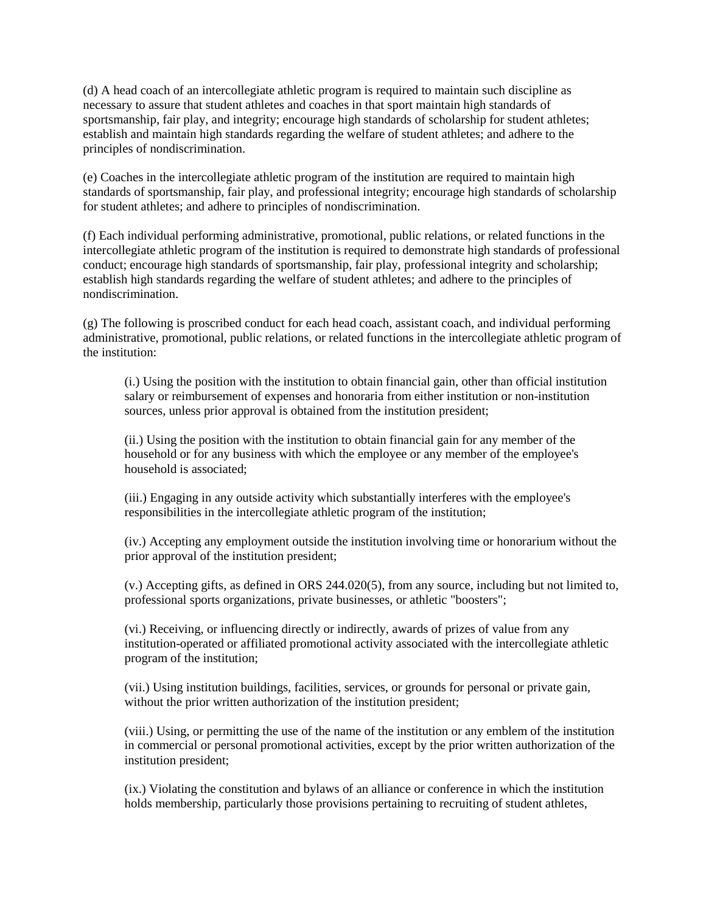(d) A head coach of an intercollegiate athletic program is required to maintain such discipline as necessary to assure that student athletes and coaches in that sport maintain high standards of sportsmanship, fair play, and integrity; encourage high standards of scholarship for student athletes; establish and maintain high standards regarding the welfare of student athletes; and adhere to the principles of nondiscrimination.

(e) Coaches in the intercollegiate athletic program of the institution are required to maintain high standards of sportsmanship, fair play, and professional integrity; encourage high standards of scholarship for student athletes; and adhere to principles of nondiscrimination.

(f) Each individual performing administrative, promotional, public relations, or related functions in the intercollegiate athletic program of the institution is required to demonstrate high standards of professional conduct; encourage high standards of sportsmanship, fair play, professional integrity and scholarship; establish high standards regarding the welfare of student athletes; and adhere to the principles of nondiscrimination.

(g) The following is proscribed conduct for each head coach, assistant coach, and individual performing administrative, promotional, public relations, or related functions in the intercollegiate athletic program of the institution:

> (i.) Using the position with the institution to obtain financial gain, other than official institution salary or reimbursement of expenses and honoraria from either institution or non-institution sources, unless prior approval is obtained from the institution president;
>
> (ii.) Using the position with the institution to obtain financial gain for any member of the household or for any business with which the employee or any member of the employee's household is associated;
>
> (iii.) Engaging in any outside activity which substantially interferes with the employee's responsibilities in the intercollegiate athletic program of the institution;
>
> (iv.) Accepting any employment outside the institution involving time or honorarium without the prior approval of the institution president;
>
> (v.) Accepting gifts, as defined in ORS 244.020(5), from any source, including but not limited to, professional sports organizations, private businesses, or athletic "boosters";
>
> (vi.) Receiving, or influencing directly or indirectly, awards of prizes of value from any institution-operated or affiliated promotional activity associated with the intercollegiate athletic program of the institution;
>
> (vii.) Using institution buildings, facilities, services, or grounds for personal or private gain, without the prior written authorization of the institution president;
>
> (viii.) Using, or permitting the use of the name of the institution or any emblem of the institution in commercial or personal promotional activities, except by the prior written authorization of the institution president;
>
> (ix.) Violating the constitution and bylaws of an alliance or conference in which the institution holds membership, particularly those provisions pertaining to recruiting of student athletes,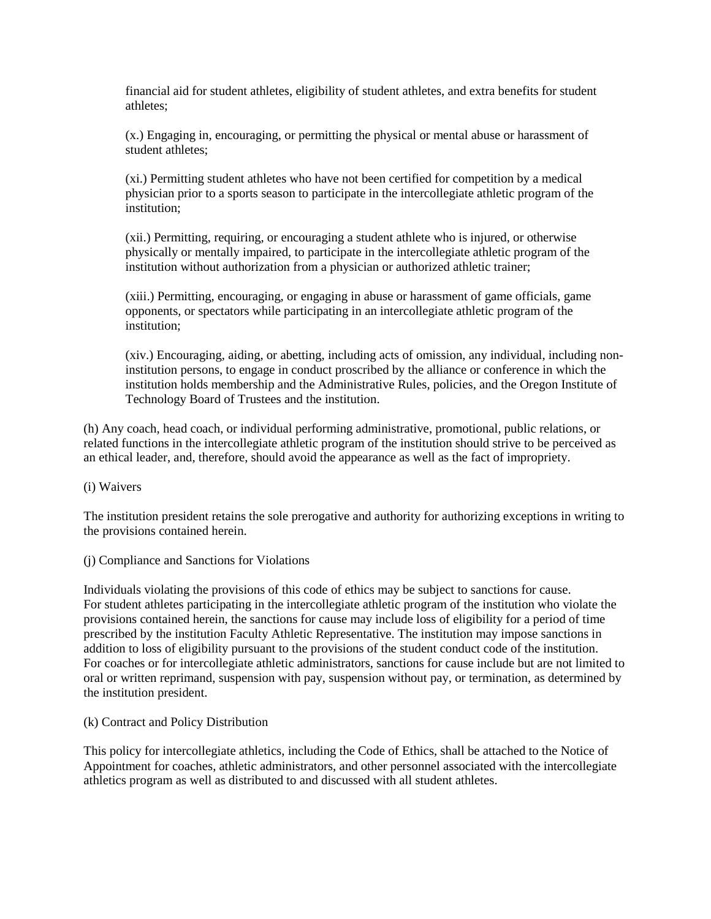financial aid for student athletes, eligibility of student athletes, and extra benefits for student athletes;

(x.) Engaging in, encouraging, or permitting the physical or mental abuse or harassment of student athletes;

(xi.) Permitting student athletes who have not been certified for competition by a medical physician prior to a sports season to participate in the intercollegiate athletic program of the institution;

(xii.) Permitting, requiring, or encouraging a student athlete who is injured, or otherwise physically or mentally impaired, to participate in the intercollegiate athletic program of the institution without authorization from a physician or authorized athletic trainer;

(xiii.) Permitting, encouraging, or engaging in abuse or harassment of game officials, game opponents, or spectators while participating in an intercollegiate athletic program of the institution;

(xiv.) Encouraging, aiding, or abetting, including acts of omission, any individual, including non-institution persons, to engage in conduct proscribed by the alliance or conference in which the institution holds membership and the Administrative Rules, policies, and the Oregon Institute of Technology Board of Trustees and the institution.

(h) Any coach, head coach, or individual performing administrative, promotional, public relations, or related functions in the intercollegiate athletic program of the institution should strive to be perceived as an ethical leader, and, therefore, should avoid the appearance as well as the fact of impropriety.

(i) Waivers

The institution president retains the sole prerogative and authority for authorizing exceptions in writing to the provisions contained herein.

(j) Compliance and Sanctions for Violations

Individuals violating the provisions of this code of ethics may be subject to sanctions for cause.
For student athletes participating in the intercollegiate athletic program of the institution who violate the provisions contained herein, the sanctions for cause may include loss of eligibility for a period of time prescribed by the institution Faculty Athletic Representative. The institution may impose sanctions in addition to loss of eligibility pursuant to the provisions of the student conduct code of the institution.
For coaches or for intercollegiate athletic administrators, sanctions for cause include but are not limited to oral or written reprimand, suspension with pay, suspension without pay, or termination, as determined by the institution president.

(k) Contract and Policy Distribution

This policy for intercollegiate athletics, including the Code of Ethics, shall be attached to the Notice of Appointment for coaches, athletic administrators, and other personnel associated with the intercollegiate athletics program as well as distributed to and discussed with all student athletes.